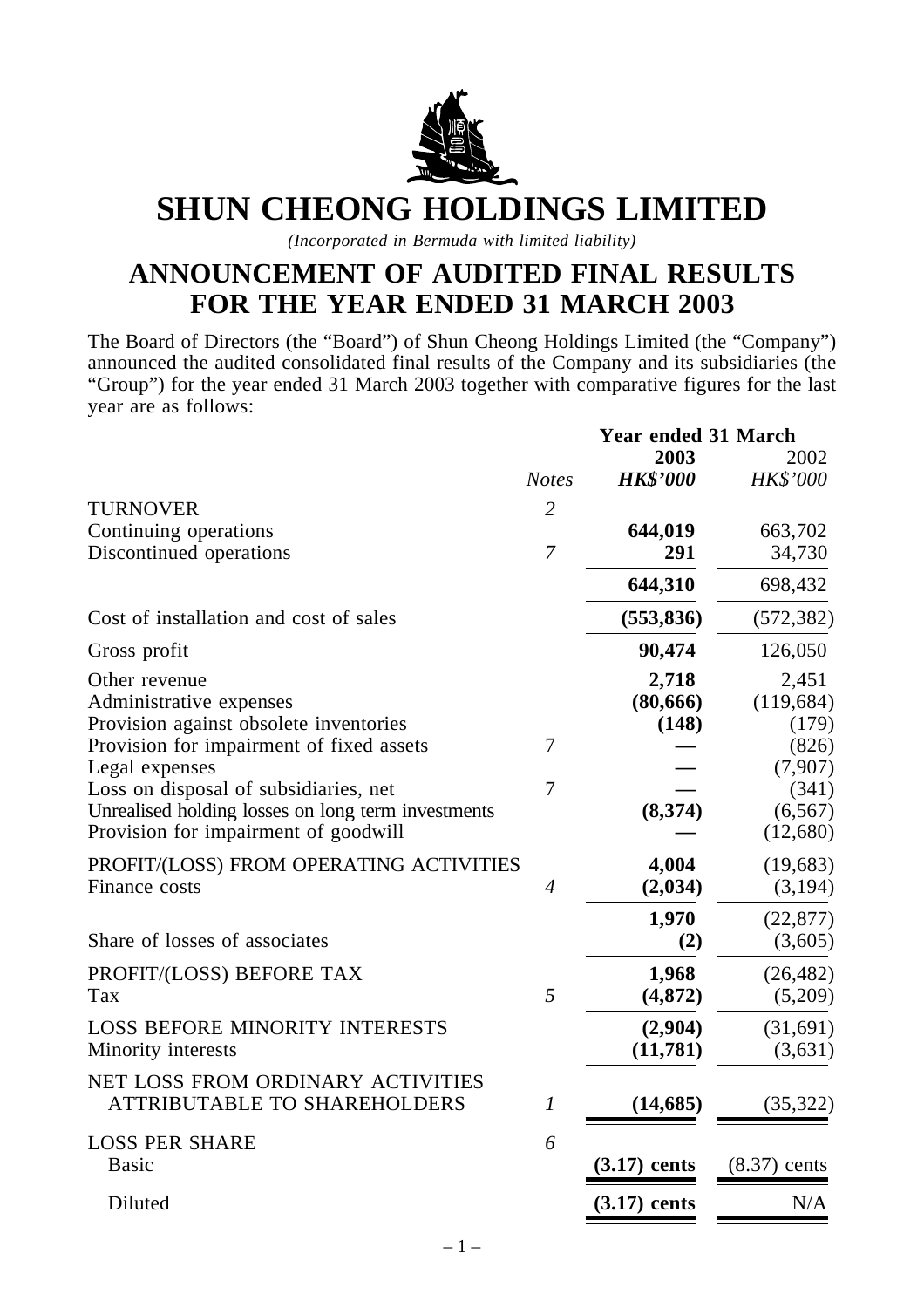# SHUN CHEONG HOLDINGS LIMITED

*(Incorporated in Bermuda with limited liability)*

## ANNOUNCEMENT OF AUDITED FINAL RESULTS FOR THE YEAR ENDED 31 MARCH 2003

The Board of Directors (the "Board") of Shun Cheong Holdings Limited (the "Company") announced the audited consolidated final results of the Company and its subsidiaries (the "Group") for the year ended 31 March 2003 together with comparative figures for the last year are as follows:

| | | Year ended 31 March | |
|---|---|---|---|
| | | **2003** | 2002 |
| | *Notes* | ***HK$'000*** | *HK$'000* |
| TURNOVER | *2* | | |
| Continuing operations | | **644,019** | 663,702 |
| Discontinued operations | *7* | **291** | 34,730 |
| | | **644,310** | 698,432 |
| Cost of installation and cost of sales | | **(553,836)** | (572,382) |
| Gross profit | | **90,474** | 126,050 |
| Other revenue | | **2,718** | 2,451 |
| Administrative expenses | | **(80,666)** | (119,684) |
| Provision against obsolete inventories | | **(148)** | (179) |
| Provision for impairment of fixed assets | 7 | **—** | (826) |
| Legal expenses | | **—** | (7,907) |
| Loss on disposal of subsidiaries, net | 7 | **—** | (341) |
| Unrealised holding losses on long term investments | | **(8,374)** | (6,567) |
| Provision for impairment of goodwill | | **—** | (12,680) |
| PROFIT/(LOSS) FROM OPERATING ACTIVITIES | | **4,004** | (19,683) |
| Finance costs | *4* | **(2,034)** | (3,194) |
| | | **1,970** | (22,877) |
| Share of losses of associates | | **(2)** | (3,605) |
| PROFIT/(LOSS) BEFORE TAX | | **1,968** | (26,482) |
| Tax | *5* | **(4,872)** | (5,209) |
| LOSS BEFORE MINORITY INTERESTS | | **(2,904)** | (31,691) |
| Minority interests | | **(11,781)** | (3,631) |
| NET LOSS FROM ORDINARY ACTIVITIES ATTRIBUTABLE TO SHAREHOLDERS | *1* | **(14,685)** | (35,322) |
| LOSS PER SHARE | *6* | | |
| Basic | | **(3.17) cents** | (8.37) cents |
| Diluted | | **(3.17) cents** | N/A |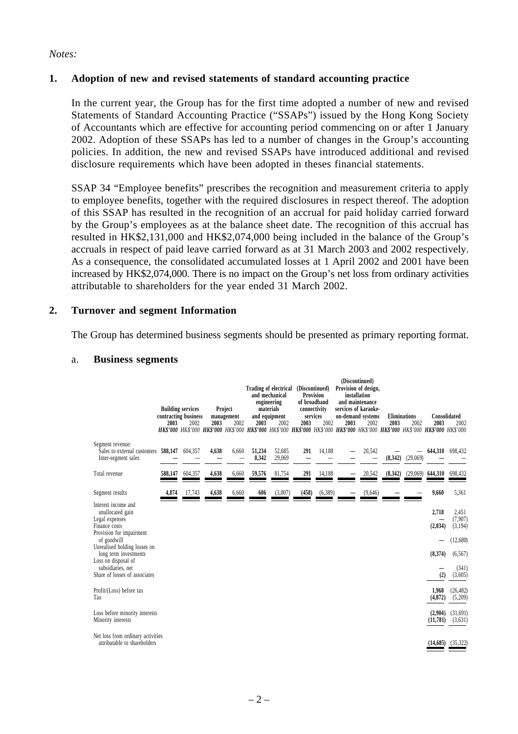*Notes:*

## 1. Adoption of new and revised statements of standard accounting practice

In the current year, the Group has for the first time adopted a number of new and revised Statements of Standard Accounting Practice ("SSAPs") issued by the Hong Kong Society of Accountants which are effective for accounting period commencing on or after 1 January 2002. Adoption of these SSAPs has led to a number of changes in the Group's accounting policies. In addition, the new and revised SSAPs have introduced additional and revised disclosure requirements which have been adopted in theses financial statements.

SSAP 34 "Employee benefits" prescribes the recognition and measurement criteria to apply to employee benefits, together with the required disclosures in respect thereof. The adoption of this SSAP has resulted in the recognition of an accrual for paid holiday carried forward by the Group's employees as at the balance sheet date. The recognition of this accrual has resulted in HK$2,131,000 and HK$2,074,000 being included in the balance of the Group's accruals in respect of paid leave carried forward as at 31 March 2003 and 2002 respectively. As a consequence, the consolidated accumulated losses at 1 April 2002 and 2001 have been increased by HK$2,074,000. There is no impact on the Group's net loss from ordinary activities attributable to shareholders for the year ended 31 March 2002.

## 2. Turnover and segment Information

The Group has determined business segments should be presented as primary reporting format.

a. **Business segments**

| | Building services contracting business | | Project management | | Trading of electrical and mechanical engineering materials and equipment | | (Discontinued) Provision of broadband connectivity services | | (Discontinued) Provision of design, installation and maintenance services of karaoke-on-demand systems | | Eliminations | | Consolidated | |
|---|---|---|---|---|---|---|---|---|---|---|---|---|---|---|
| | **2003** | 2002 | **2003** | 2002 | **2003** | 2002 | **2003** | 2002 | **2003** | 2002 | **2003** | 2002 | **2003** | 2002 |
| | ***HK$'000*** | *HK$'000* | ***HK$'000*** | *HK$'000* | ***HK$'000*** | *HK$'000* | ***HK$'000*** | *HK$'000* | ***HK$'000*** | *HK$'000* | ***HK$'000*** | *HK$'000* | ***HK$'000*** | *HK$'000* |
| Segment revenue: | | | | | | | | | | | | | | |
| Sales to external customers | **588,147** | 604,357 | **4,638** | 6,660 | **51,234** | 52,685 | **291** | 14,188 | **—** | 20,542 | **—** | — | **644,310** | 698,432 |
| Inter-segment sales | **—** | — | **—** | — | **8,342** | 29,069 | **—** | — | **—** | — | **(8,342)** | (29,069) | **—** | — |
| Total revenue | **588,147** | 604,357 | **4,638** | 6,660 | **59,576** | 81,754 | **291** | 14,188 | **—** | 20,542 | **(8,342)** | (29,069) | **644,310** | 698,432 |
| Segment results | **4,874** | 17,743 | **4,638** | 6,660 | **606** | (3,007) | **(458)** | (6,389) | **—** | (9,646) | **—** | — | **9,660** | 5,361 |
| Interest income and unallocated gain | | | | | | | | | | | | | **2,718** | 2,451 |
| Legal expenses | | | | | | | | | | | | | **—** | (7,907) |
| Finance costs | | | | | | | | | | | | | **(2,034)** | (3,194) |
| Provision for impairment of goodwill | | | | | | | | | | | | | **—** | (12,680) |
| Unrealised holding losses on long term investments | | | | | | | | | | | | | **(8,374)** | (6,567) |
| Loss on disposal of subsidiaries, net | | | | | | | | | | | | | **—** | (341) |
| Share of losses of associates | | | | | | | | | | | | | **(2)** | (3,605) |
| Profit/(Loss) before tax | | | | | | | | | | | | | **1,968** | (26,482) |
| Tax | | | | | | | | | | | | | **(4,872)** | (5,209) |
| Loss before minority interests | | | | | | | | | | | | | **(2,904)** | (31,691) |
| Minority interests | | | | | | | | | | | | | **(11,781)** | (3,631) |
| Net loss from ordinary activities attributable to shareholders | | | | | | | | | | | | | **(14,685)** | (35,322) |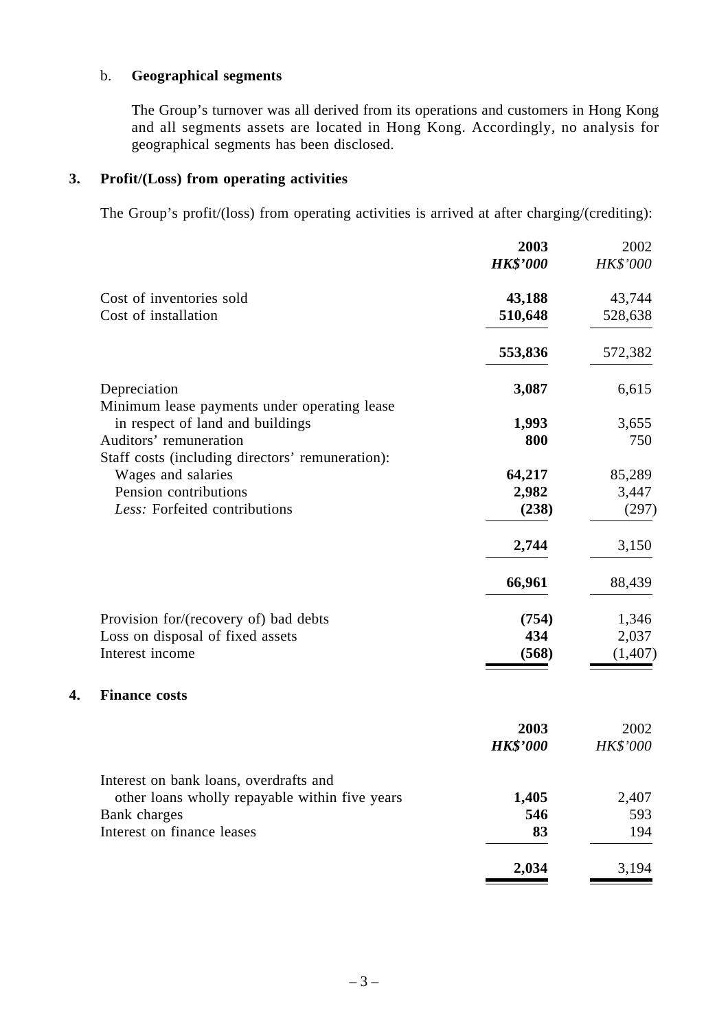b. **Geographical segments**

The Group's turnover was all derived from its operations and customers in Hong Kong and all segments assets are located in Hong Kong. Accordingly, no analysis for geographical segments has been disclosed.

## 3. Profit/(Loss) from operating activities

The Group's profit/(loss) from operating activities is arrived at after charging/(crediting):

| | **2003** | 2002 |
|---|---|---|
| | ***HK$'000*** | *HK$'000* |
| Cost of inventories sold | **43,188** | 43,744 |
| Cost of installation | **510,648** | 528,638 |
| | **553,836** | 572,382 |
| Depreciation | **3,087** | 6,615 |
| Minimum lease payments under operating lease in respect of land and buildings | **1,993** | 3,655 |
| Auditors' remuneration | **800** | 750 |
| Staff costs (including directors' remuneration): | | |
| Wages and salaries | **64,217** | 85,289 |
| Pension contributions | **2,982** | 3,447 |
| *Less:* Forfeited contributions | **(238)** | (297) |
| | **2,744** | 3,150 |
| | **66,961** | 88,439 |
| Provision for/(recovery of) bad debts | **(754)** | 1,346 |
| Loss on disposal of fixed assets | **434** | 2,037 |
| Interest income | **(568)** | (1,407) |

## 4. Finance costs

| | **2003** | 2002 |
|---|---|---|
| | ***HK$'000*** | *HK$'000* |
| Interest on bank loans, overdrafts and other loans wholly repayable within five years | **1,405** | 2,407 |
| Bank charges | **546** | 593 |
| Interest on finance leases | **83** | 194 |
| | **2,034** | 3,194 |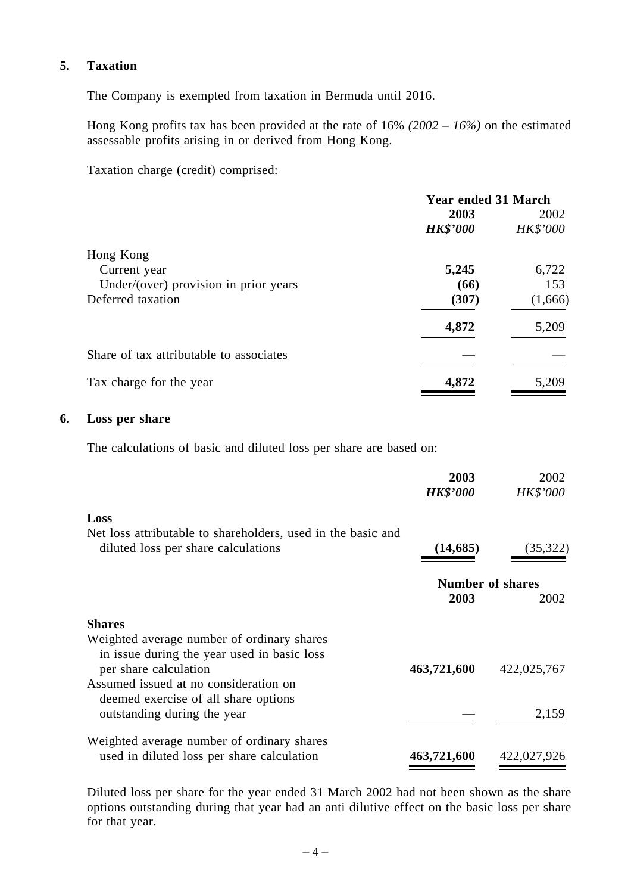## 5. Taxation

The Company is exempted from taxation in Bermuda until 2016.

Hong Kong profits tax has been provided at the rate of 16% *(2002 – 16%)* on the estimated assessable profits arising in or derived from Hong Kong.

Taxation charge (credit) comprised:

| | Year ended 31 March | |
|---|---|---|
| | **2003** | 2002 |
| | ***HK$'000*** | *HK$'000* |
| Hong Kong | | |
| Current year | **5,245** | 6,722 |
| Under/(over) provision in prior years | **(66)** | 153 |
| Deferred taxation | **(307)** | (1,666) |
| | **4,872** | 5,209 |
| Share of tax attributable to associates | **—** | — |
| Tax charge for the year | **4,872** | 5,209 |

## 6. Loss per share

The calculations of basic and diluted loss per share are based on:

| | **2003** | 2002 |
|---|---|---|
| | ***HK$'000*** | *HK$'000* |
| **Loss** | | |
| Net loss attributable to shareholders, used in the basic and diluted loss per share calculations | **(14,685)** | (35,322) |

| | Number of shares | |
|---|---|---|
| | **2003** | 2002 |
| **Shares** | | |
| Weighted average number of ordinary shares in issue during the year used in basic loss per share calculation | **463,721,600** | 422,025,767 |
| Assumed issued at no consideration on deemed exercise of all share options outstanding during the year | **—** | 2,159 |
| Weighted average number of ordinary shares used in diluted loss per share calculation | **463,721,600** | 422,027,926 |

Diluted loss per share for the year ended 31 March 2002 had not been shown as the share options outstanding during that year had an anti dilutive effect on the basic loss per share for that year.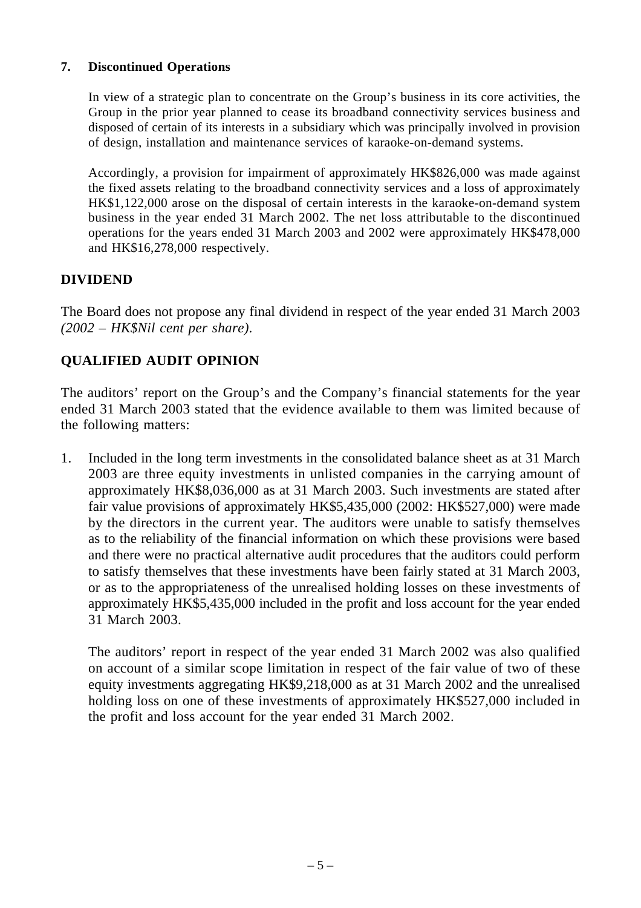**7. Discontinued Operations**

In view of a strategic plan to concentrate on the Group's business in its core activities, the Group in the prior year planned to cease its broadband connectivity services business and disposed of certain of its interests in a subsidiary which was principally involved in provision of design, installation and maintenance services of karaoke-on-demand systems.

Accordingly, a provision for impairment of approximately HK$826,000 was made against the fixed assets relating to the broadband connectivity services and a loss of approximately HK$1,122,000 arose on the disposal of certain interests in the karaoke-on-demand system business in the year ended 31 March 2002. The net loss attributable to the discontinued operations for the years ended 31 March 2003 and 2002 were approximately HK$478,000 and HK$16,278,000 respectively.

## DIVIDEND

The Board does not propose any final dividend in respect of the year ended 31 March 2003 *(2002 – HK$Nil cent per share).*

## QUALIFIED AUDIT OPINION

The auditors' report on the Group's and the Company's financial statements for the year ended 31 March 2003 stated that the evidence available to them was limited because of the following matters:

1. Included in the long term investments in the consolidated balance sheet as at 31 March 2003 are three equity investments in unlisted companies in the carrying amount of approximately HK$8,036,000 as at 31 March 2003. Such investments are stated after fair value provisions of approximately HK$5,435,000 (2002: HK$527,000) were made by the directors in the current year. The auditors were unable to satisfy themselves as to the reliability of the financial information on which these provisions were based and there were no practical alternative audit procedures that the auditors could perform to satisfy themselves that these investments have been fairly stated at 31 March 2003, or as to the appropriateness of the unrealised holding losses on these investments of approximately HK$5,435,000 included in the profit and loss account for the year ended 31 March 2003.

   The auditors' report in respect of the year ended 31 March 2002 was also qualified on account of a similar scope limitation in respect of the fair value of two of these equity investments aggregating HK$9,218,000 as at 31 March 2002 and the unrealised holding loss on one of these investments of approximately HK$527,000 included in the profit and loss account for the year ended 31 March 2002.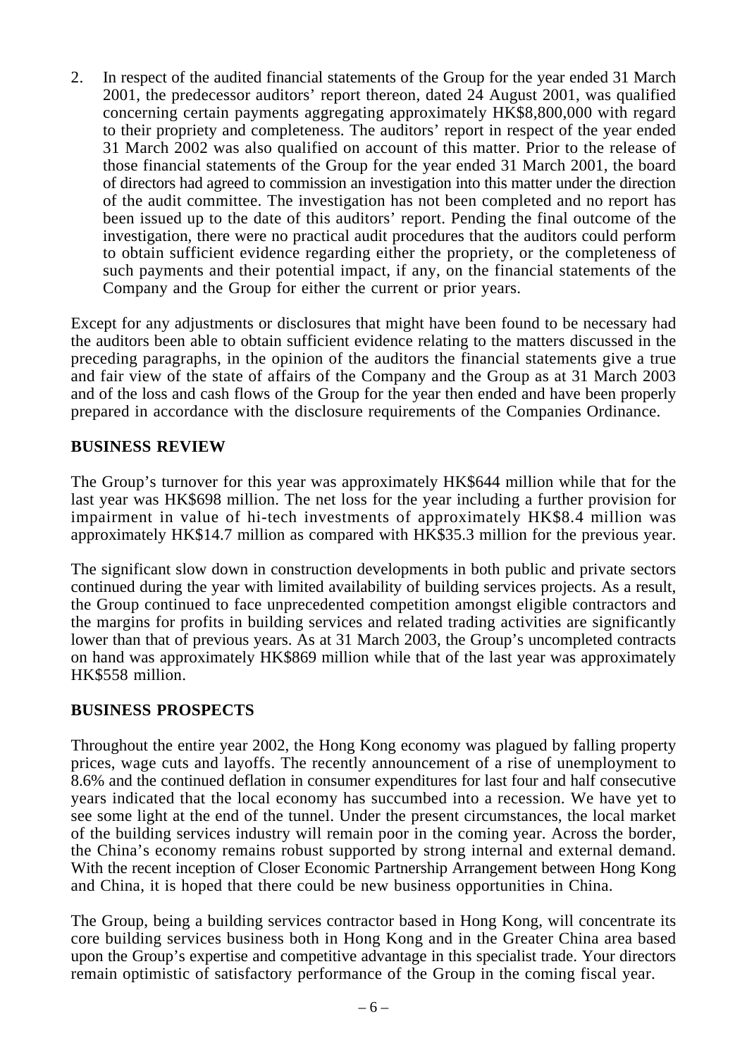2. In respect of the audited financial statements of the Group for the year ended 31 March 2001, the predecessor auditors' report thereon, dated 24 August 2001, was qualified concerning certain payments aggregating approximately HK$8,800,000 with regard to their propriety and completeness. The auditors' report in respect of the year ended 31 March 2002 was also qualified on account of this matter. Prior to the release of those financial statements of the Group for the year ended 31 March 2001, the board of directors had agreed to commission an investigation into this matter under the direction of the audit committee. The investigation has not been completed and no report has been issued up to the date of this auditors' report. Pending the final outcome of the investigation, there were no practical audit procedures that the auditors could perform to obtain sufficient evidence regarding either the propriety, or the completeness of such payments and their potential impact, if any, on the financial statements of the Company and the Group for either the current or prior years.

Except for any adjustments or disclosures that might have been found to be necessary had the auditors been able to obtain sufficient evidence relating to the matters discussed in the preceding paragraphs, in the opinion of the auditors the financial statements give a true and fair view of the state of affairs of the Company and the Group as at 31 March 2003 and of the loss and cash flows of the Group for the year then ended and have been properly prepared in accordance with the disclosure requirements of the Companies Ordinance.

## BUSINESS REVIEW

The Group's turnover for this year was approximately HK$644 million while that for the last year was HK$698 million. The net loss for the year including a further provision for impairment in value of hi-tech investments of approximately HK$8.4 million was approximately HK$14.7 million as compared with HK$35.3 million for the previous year.

The significant slow down in construction developments in both public and private sectors continued during the year with limited availability of building services projects. As a result, the Group continued to face unprecedented competition amongst eligible contractors and the margins for profits in building services and related trading activities are significantly lower than that of previous years. As at 31 March 2003, the Group's uncompleted contracts on hand was approximately HK$869 million while that of the last year was approximately HK$558 million.

## BUSINESS PROSPECTS

Throughout the entire year 2002, the Hong Kong economy was plagued by falling property prices, wage cuts and layoffs. The recently announcement of a rise of unemployment to 8.6% and the continued deflation in consumer expenditures for last four and half consecutive years indicated that the local economy has succumbed into a recession. We have yet to see some light at the end of the tunnel. Under the present circumstances, the local market of the building services industry will remain poor in the coming year. Across the border, the China's economy remains robust supported by strong internal and external demand. With the recent inception of Closer Economic Partnership Arrangement between Hong Kong and China, it is hoped that there could be new business opportunities in China.

The Group, being a building services contractor based in Hong Kong, will concentrate its core building services business both in Hong Kong and in the Greater China area based upon the Group's expertise and competitive advantage in this specialist trade. Your directors remain optimistic of satisfactory performance of the Group in the coming fiscal year.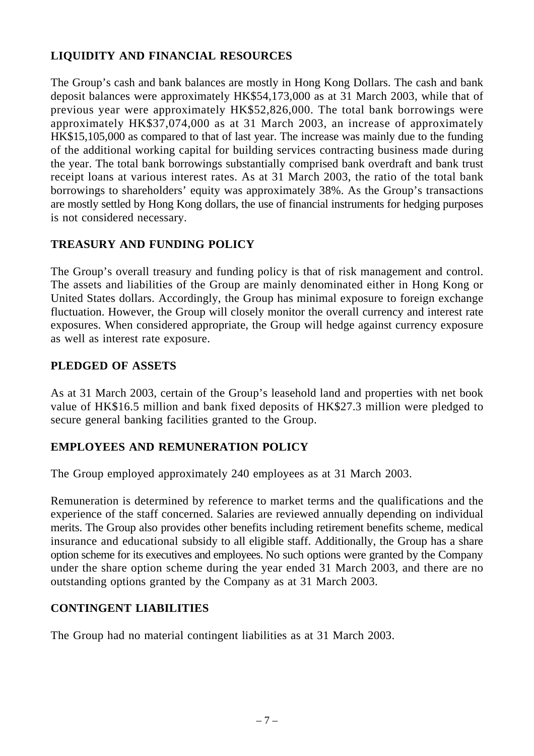## LIQUIDITY AND FINANCIAL RESOURCES

The Group's cash and bank balances are mostly in Hong Kong Dollars. The cash and bank deposit balances were approximately HK$54,173,000 as at 31 March 2003, while that of previous year were approximately HK$52,826,000. The total bank borrowings were approximately HK$37,074,000 as at 31 March 2003, an increase of approximately HK$15,105,000 as compared to that of last year. The increase was mainly due to the funding of the additional working capital for building services contracting business made during the year. The total bank borrowings substantially comprised bank overdraft and bank trust receipt loans at various interest rates. As at 31 March 2003, the ratio of the total bank borrowings to shareholders' equity was approximately 38%. As the Group's transactions are mostly settled by Hong Kong dollars, the use of financial instruments for hedging purposes is not considered necessary.

## TREASURY AND FUNDING POLICY

The Group's overall treasury and funding policy is that of risk management and control. The assets and liabilities of the Group are mainly denominated either in Hong Kong or United States dollars. Accordingly, the Group has minimal exposure to foreign exchange fluctuation. However, the Group will closely monitor the overall currency and interest rate exposures. When considered appropriate, the Group will hedge against currency exposure as well as interest rate exposure.

## PLEDGED OF ASSETS

As at 31 March 2003, certain of the Group's leasehold land and properties with net book value of HK$16.5 million and bank fixed deposits of HK$27.3 million were pledged to secure general banking facilities granted to the Group.

## EMPLOYEES AND REMUNERATION POLICY

The Group employed approximately 240 employees as at 31 March 2003.

Remuneration is determined by reference to market terms and the qualifications and the experience of the staff concerned. Salaries are reviewed annually depending on individual merits. The Group also provides other benefits including retirement benefits scheme, medical insurance and educational subsidy to all eligible staff. Additionally, the Group has a share option scheme for its executives and employees. No such options were granted by the Company under the share option scheme during the year ended 31 March 2003, and there are no outstanding options granted by the Company as at 31 March 2003.

## CONTINGENT LIABILITIES

The Group had no material contingent liabilities as at 31 March 2003.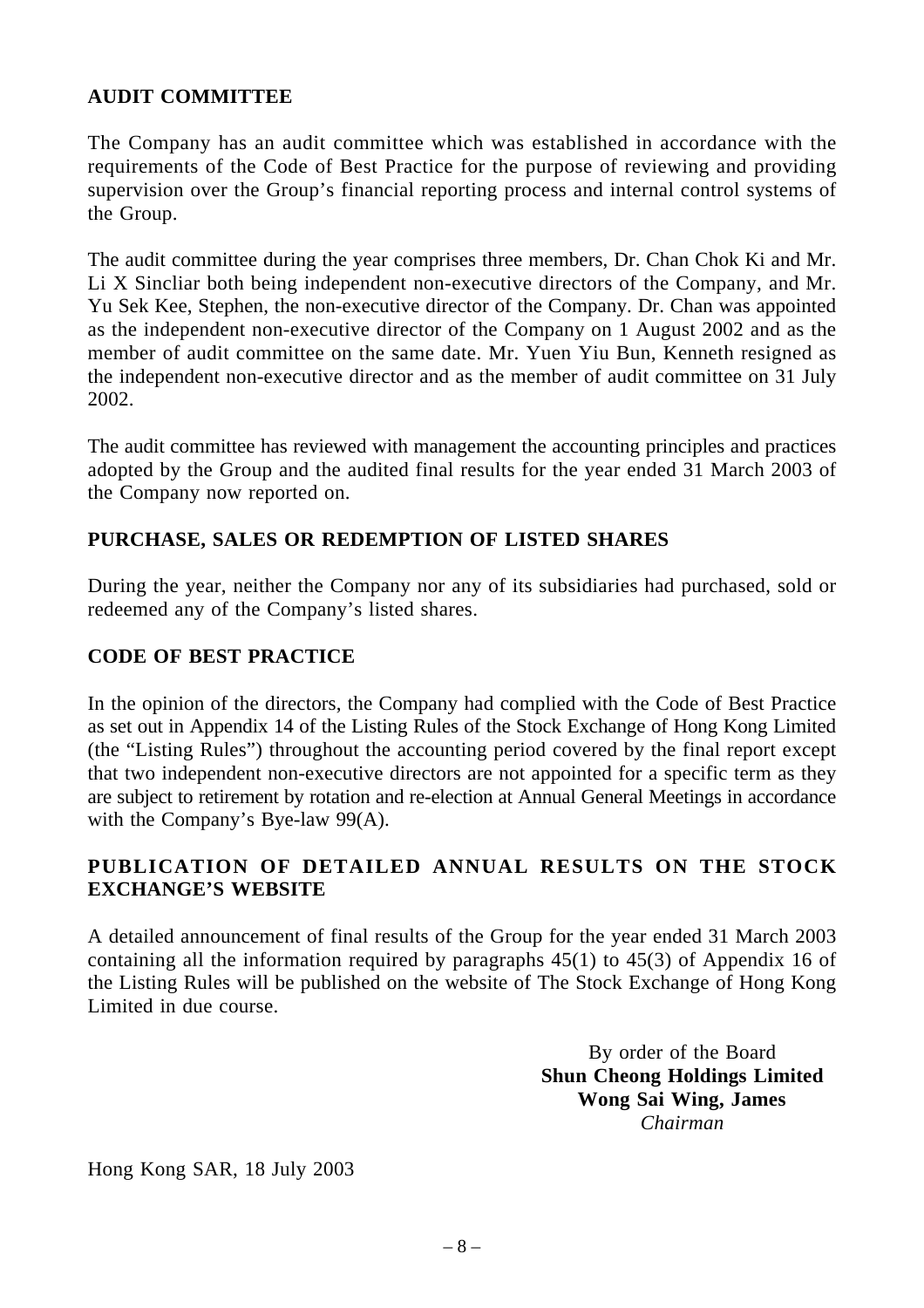## AUDIT COMMITTEE

The Company has an audit committee which was established in accordance with the requirements of the Code of Best Practice for the purpose of reviewing and providing supervision over the Group's financial reporting process and internal control systems of the Group.

The audit committee during the year comprises three members, Dr. Chan Chok Ki and Mr. Li X Sincliar both being independent non-executive directors of the Company, and Mr. Yu Sek Kee, Stephen, the non-executive director of the Company. Dr. Chan was appointed as the independent non-executive director of the Company on 1 August 2002 and as the member of audit committee on the same date. Mr. Yuen Yiu Bun, Kenneth resigned as the independent non-executive director and as the member of audit committee on 31 July 2002.

The audit committee has reviewed with management the accounting principles and practices adopted by the Group and the audited final results for the year ended 31 March 2003 of the Company now reported on.

## PURCHASE, SALES OR REDEMPTION OF LISTED SHARES

During the year, neither the Company nor any of its subsidiaries had purchased, sold or redeemed any of the Company's listed shares.

## CODE OF BEST PRACTICE

In the opinion of the directors, the Company had complied with the Code of Best Practice as set out in Appendix 14 of the Listing Rules of the Stock Exchange of Hong Kong Limited (the "Listing Rules") throughout the accounting period covered by the final report except that two independent non-executive directors are not appointed for a specific term as they are subject to retirement by rotation and re-election at Annual General Meetings in accordance with the Company's Bye-law 99(A).

## PUBLICATION OF DETAILED ANNUAL RESULTS ON THE STOCK EXCHANGE'S WEBSITE

A detailed announcement of final results of the Group for the year ended 31 March 2003 containing all the information required by paragraphs 45(1) to 45(3) of Appendix 16 of the Listing Rules will be published on the website of The Stock Exchange of Hong Kong Limited in due course.

By order of the Board
**Shun Cheong Holdings Limited**
**Wong Sai Wing, James**
*Chairman*

Hong Kong SAR, 18 July 2003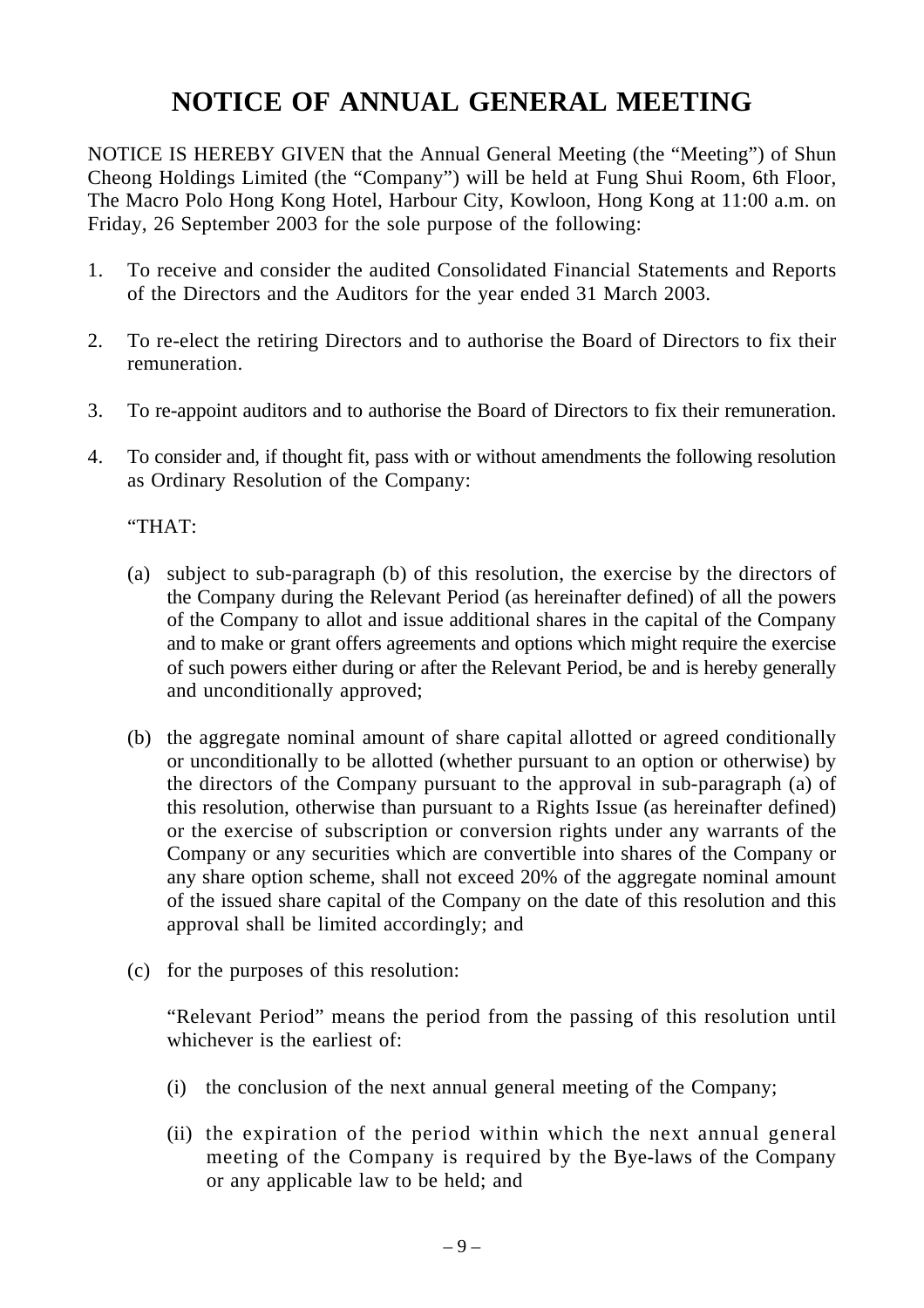# NOTICE OF ANNUAL GENERAL MEETING

NOTICE IS HEREBY GIVEN that the Annual General Meeting (the "Meeting") of Shun Cheong Holdings Limited (the "Company") will be held at Fung Shui Room, 6th Floor, The Macro Polo Hong Kong Hotel, Harbour City, Kowloon, Hong Kong at 11:00 a.m. on Friday, 26 September 2003 for the sole purpose of the following:

1. To receive and consider the audited Consolidated Financial Statements and Reports of the Directors and the Auditors for the year ended 31 March 2003.

2. To re-elect the retiring Directors and to authorise the Board of Directors to fix their remuneration.

3. To re-appoint auditors and to authorise the Board of Directors to fix their remuneration.

4. To consider and, if thought fit, pass with or without amendments the following resolution as Ordinary Resolution of the Company:

   "THAT:

   (a) subject to sub-paragraph (b) of this resolution, the exercise by the directors of the Company during the Relevant Period (as hereinafter defined) of all the powers of the Company to allot and issue additional shares in the capital of the Company and to make or grant offers agreements and options which might require the exercise of such powers either during or after the Relevant Period, be and is hereby generally and unconditionally approved;

   (b) the aggregate nominal amount of share capital allotted or agreed conditionally or unconditionally to be allotted (whether pursuant to an option or otherwise) by the directors of the Company pursuant to the approval in sub-paragraph (a) of this resolution, otherwise than pursuant to a Rights Issue (as hereinafter defined) or the exercise of subscription or conversion rights under any warrants of the Company or any securities which are convertible into shares of the Company or any share option scheme, shall not exceed 20% of the aggregate nominal amount of the issued share capital of the Company on the date of this resolution and this approval shall be limited accordingly; and

   (c) for the purposes of this resolution:

      "Relevant Period" means the period from the passing of this resolution until whichever is the earliest of:

      (i) the conclusion of the next annual general meeting of the Company;

      (ii) the expiration of the period within which the next annual general meeting of the Company is required by the Bye-laws of the Company or any applicable law to be held; and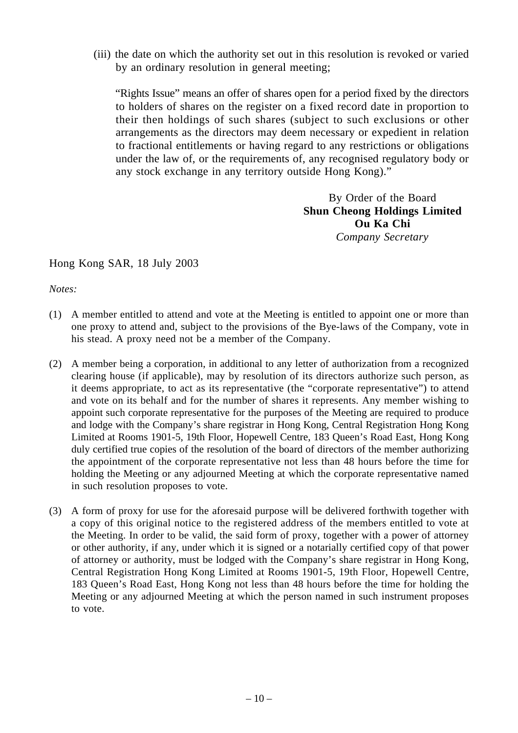(iii) the date on which the authority set out in this resolution is revoked or varied by an ordinary resolution in general meeting;

"Rights Issue" means an offer of shares open for a period fixed by the directors to holders of shares on the register on a fixed record date in proportion to their then holdings of such shares (subject to such exclusions or other arrangements as the directors may deem necessary or expedient in relation to fractional entitlements or having regard to any restrictions or obligations under the law of, or the requirements of, any recognised regulatory body or any stock exchange in any territory outside Hong Kong)."

By Order of the Board
**Shun Cheong Holdings Limited**
**Ou Ka Chi**
*Company Secretary*

Hong Kong SAR, 18 July 2003

*Notes:*

(1) A member entitled to attend and vote at the Meeting is entitled to appoint one or more than one proxy to attend and, subject to the provisions of the Bye-laws of the Company, vote in his stead. A proxy need not be a member of the Company.

(2) A member being a corporation, in additional to any letter of authorization from a recognized clearing house (if applicable), may by resolution of its directors authorize such person, as it deems appropriate, to act as its representative (the "corporate representative") to attend and vote on its behalf and for the number of shares it represents. Any member wishing to appoint such corporate representative for the purposes of the Meeting are required to produce and lodge with the Company's share registrar in Hong Kong, Central Registration Hong Kong Limited at Rooms 1901-5, 19th Floor, Hopewell Centre, 183 Queen's Road East, Hong Kong duly certified true copies of the resolution of the board of directors of the member authorizing the appointment of the corporate representative not less than 48 hours before the time for holding the Meeting or any adjourned Meeting at which the corporate representative named in such resolution proposes to vote.

(3) A form of proxy for use for the aforesaid purpose will be delivered forthwith together with a copy of this original notice to the registered address of the members entitled to vote at the Meeting. In order to be valid, the said form of proxy, together with a power of attorney or other authority, if any, under which it is signed or a notarially certified copy of that power of attorney or authority, must be lodged with the Company's share registrar in Hong Kong, Central Registration Hong Kong Limited at Rooms 1901-5, 19th Floor, Hopewell Centre, 183 Queen's Road East, Hong Kong not less than 48 hours before the time for holding the Meeting or any adjourned Meeting at which the person named in such instrument proposes to vote.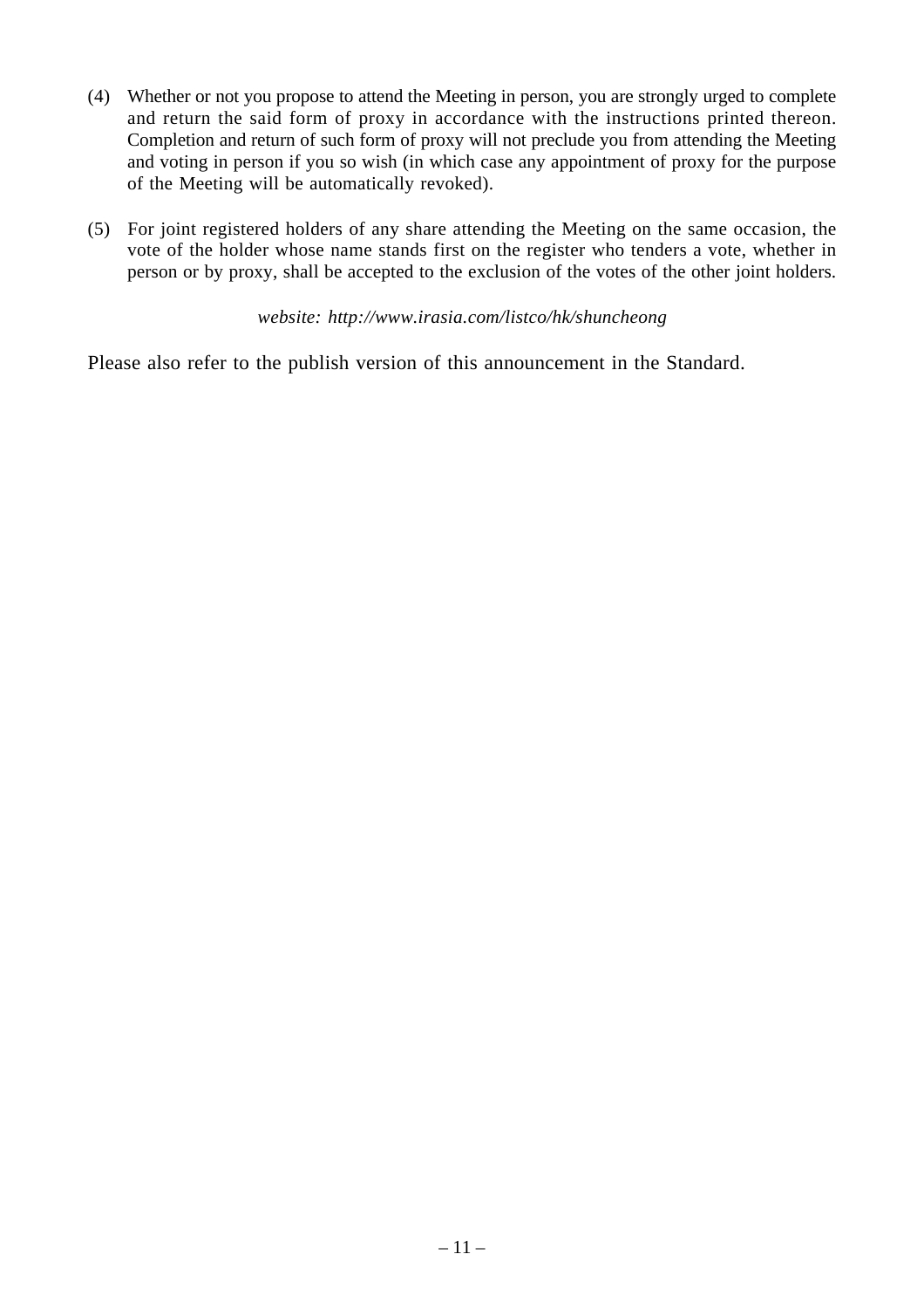(4) Whether or not you propose to attend the Meeting in person, you are strongly urged to complete and return the said form of proxy in accordance with the instructions printed thereon. Completion and return of such form of proxy will not preclude you from attending the Meeting and voting in person if you so wish (in which case any appointment of proxy for the purpose of the Meeting will be automatically revoked).

(5) For joint registered holders of any share attending the Meeting on the same occasion, the vote of the holder whose name stands first on the register who tenders a vote, whether in person or by proxy, shall be accepted to the exclusion of the votes of the other joint holders.

*website: http://www.irasia.com/listco/hk/shuncheong*

Please also refer to the publish version of this announcement in the Standard.